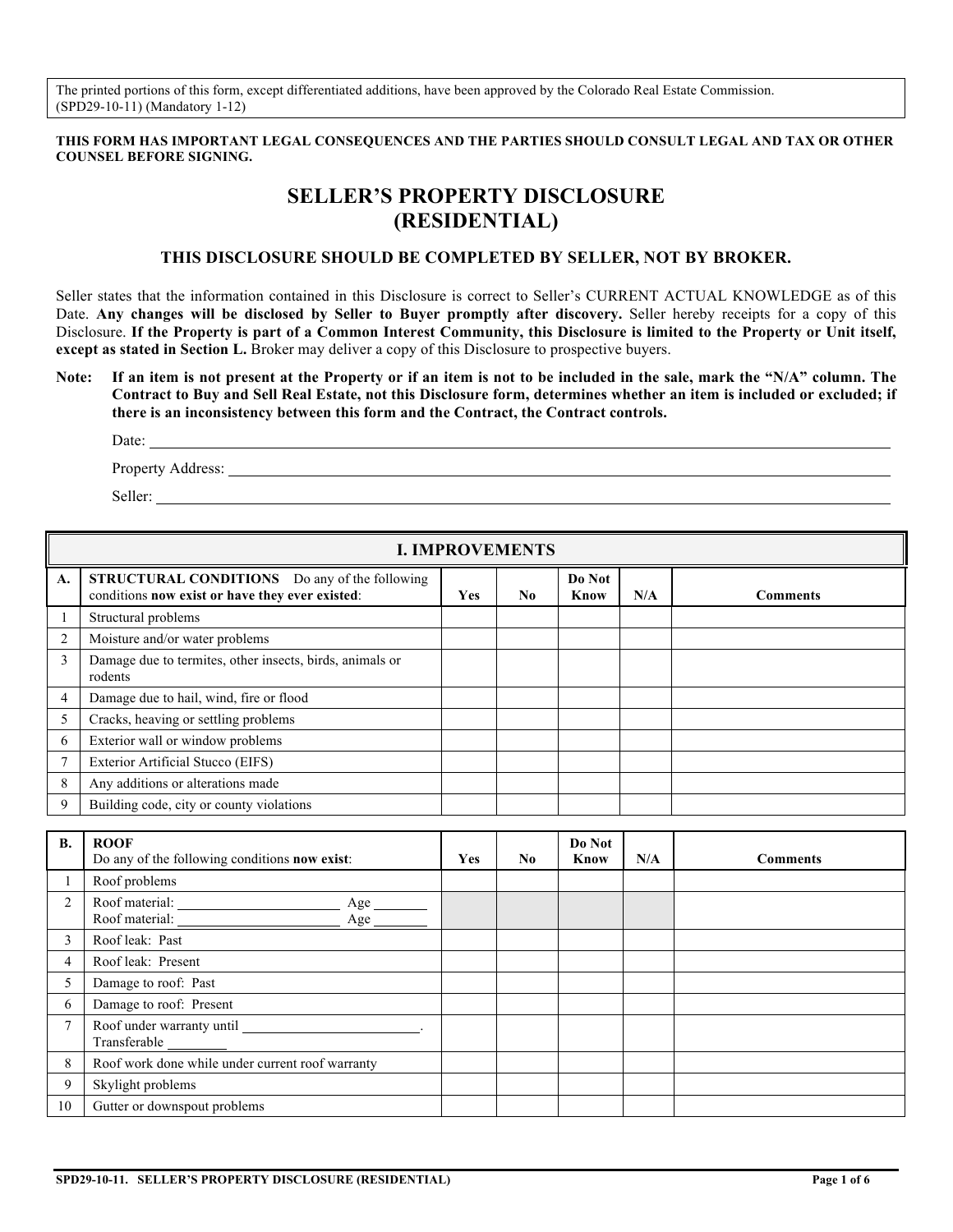The printed portions of this form, except differentiated additions, have been approved by the Colorado Real Estate Commission.
(SPD29-10-11) (Mandatory 1-12)

**THIS FORM HAS IMPORTANT LEGAL CONSEQUENCES AND THE PARTIES SHOULD CONSULT LEGAL AND TAX OR OTHER COUNSEL BEFORE SIGNING.**

# SELLER'S PROPERTY DISCLOSURE (RESIDENTIAL)

### THIS DISCLOSURE SHOULD BE COMPLETED BY SELLER, NOT BY BROKER.

Seller states that the information contained in this Disclosure is correct to Seller's CURRENT ACTUAL KNOWLEDGE as of this Date. **Any changes will be disclosed by Seller to Buyer promptly after discovery.** Seller hereby receipts for a copy of this Disclosure. **If the Property is part of a Common Interest Community, this Disclosure is limited to the Property or Unit itself, except as stated in Section L.** Broker may deliver a copy of this Disclosure to prospective buyers.

**Note: If an item is not present at the Property or if an item is not to be included in the sale, mark the "N/A" column. The Contract to Buy and Sell Real Estate, not this Disclosure form, determines whether an item is included or excluded; if there is an inconsistency between this form and the Contract, the Contract controls.**

Date: ____________________

Property Address: ____________________

Seller: ____________________

## I. IMPROVEMENTS

| A. | **STRUCTURAL CONDITIONS** Do any of the following conditions **now exist or have they ever existed**: | Yes | No | Do Not Know | N/A | Comments |
|---|---|---|---|---|---|---|
| 1 | Structural problems | | | | | |
| 2 | Moisture and/or water problems | | | | | |
| 3 | Damage due to termites, other insects, birds, animals or rodents | | | | | |
| 4 | Damage due to hail, wind, fire or flood | | | | | |
| 5 | Cracks, heaving or settling problems | | | | | |
| 6 | Exterior wall or window problems | | | | | |
| 7 | Exterior Artificial Stucco (EIFS) | | | | | |
| 8 | Any additions or alterations made | | | | | |
| 9 | Building code, city or county violations | | | | | |

| B. | **ROOF** Do any of the following conditions **now exist**: | Yes | No | Do Not Know | N/A | Comments |
|---|---|---|---|---|---|---|
| 1 | Roof problems | | | | | |
| 2 | Roof material: ____________ Age ______ Roof material: ____________ Age ______ | | | | | |
| 3 | Roof leak: Past | | | | | |
| 4 | Roof leak: Present | | | | | |
| 5 | Damage to roof: Past | | | | | |
| 6 | Damage to roof: Present | | | | | |
| 7 | Roof under warranty until ____________. Transferable ______ | | | | | |
| 8 | Roof work done while under current roof warranty | | | | | |
| 9 | Skylight problems | | | | | |
| 10 | Gutter or downspout problems | | | | | |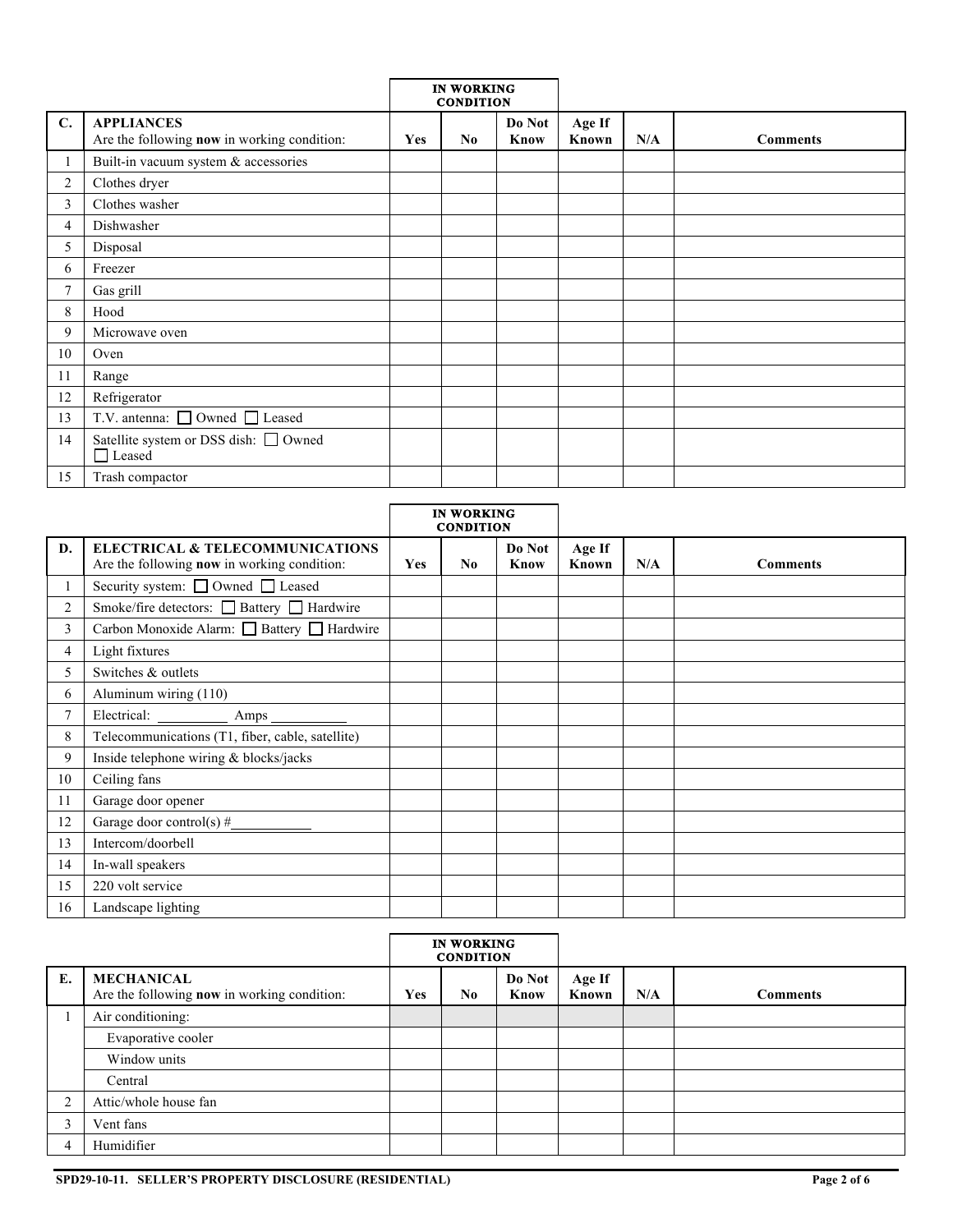| | | IN WORKING CONDITION | | | | | |
|---|---|---|---|---|---|---|---|
| **C.** | **APPLIANCES**<br>Are the following **now** in working condition: | **Yes** | **No** | **Do Not Know** | **Age If Known** | **N/A** | **Comments** |
| 1 | Built-in vacuum system & accessories | | | | | | |
| 2 | Clothes dryer | | | | | | |
| 3 | Clothes washer | | | | | | |
| 4 | Dishwasher | | | | | | |
| 5 | Disposal | | | | | | |
| 6 | Freezer | | | | | | |
| 7 | Gas grill | | | | | | |
| 8 | Hood | | | | | | |
| 9 | Microwave oven | | | | | | |
| 10 | Oven | | | | | | |
| 11 | Range | | | | | | |
| 12 | Refrigerator | | | | | | |
| 13 | T.V. antenna: ☐ Owned ☐ Leased | | | | | | |
| 14 | Satellite system or DSS dish: ☐ Owned ☐ Leased | | | | | | |
| 15 | Trash compactor | | | | | | |

| | | IN WORKING CONDITION | | | | | |
|---|---|---|---|---|---|---|---|
| **D.** | **ELECTRICAL & TELECOMMUNICATIONS**<br>Are the following **now** in working condition: | **Yes** | **No** | **Do Not Know** | **Age If Known** | **N/A** | **Comments** |
| 1 | Security system: ☐ Owned ☐ Leased | | | | | | |
| 2 | Smoke/fire detectors: ☐ Battery ☐ Hardwire | | | | | | |
| 3 | Carbon Monoxide Alarm: ☐ Battery ☐ Hardwire | | | | | | |
| 4 | Light fixtures | | | | | | |
| 5 | Switches & outlets | | | | | | |
| 6 | Aluminum wiring (110) | | | | | | |
| 7 | Electrical: __________ Amps __________ | | | | | | |
| 8 | Telecommunications (T1, fiber, cable, satellite) | | | | | | |
| 9 | Inside telephone wiring & blocks/jacks | | | | | | |
| 10 | Ceiling fans | | | | | | |
| 11 | Garage door opener | | | | | | |
| 12 | Garage door control(s) #__________ | | | | | | |
| 13 | Intercom/doorbell | | | | | | |
| 14 | In-wall speakers | | | | | | |
| 15 | 220 volt service | | | | | | |
| 16 | Landscape lighting | | | | | | |

| | | IN WORKING CONDITION | | | | | |
|---|---|---|---|---|---|---|---|
| **E.** | **MECHANICAL**<br>Are the following **now** in working condition: | **Yes** | **No** | **Do Not Know** | **Age If Known** | **N/A** | **Comments** |
| 1 | Air conditioning: | | | | | | |
| | Evaporative cooler | | | | | | |
| | Window units | | | | | | |
| | Central | | | | | | |
| 2 | Attic/whole house fan | | | | | | |
| 3 | Vent fans | | | | | | |
| 4 | Humidifier | | | | | | |

SPD29-10-11. SELLER'S PROPERTY DISCLOSURE (RESIDENTIAL)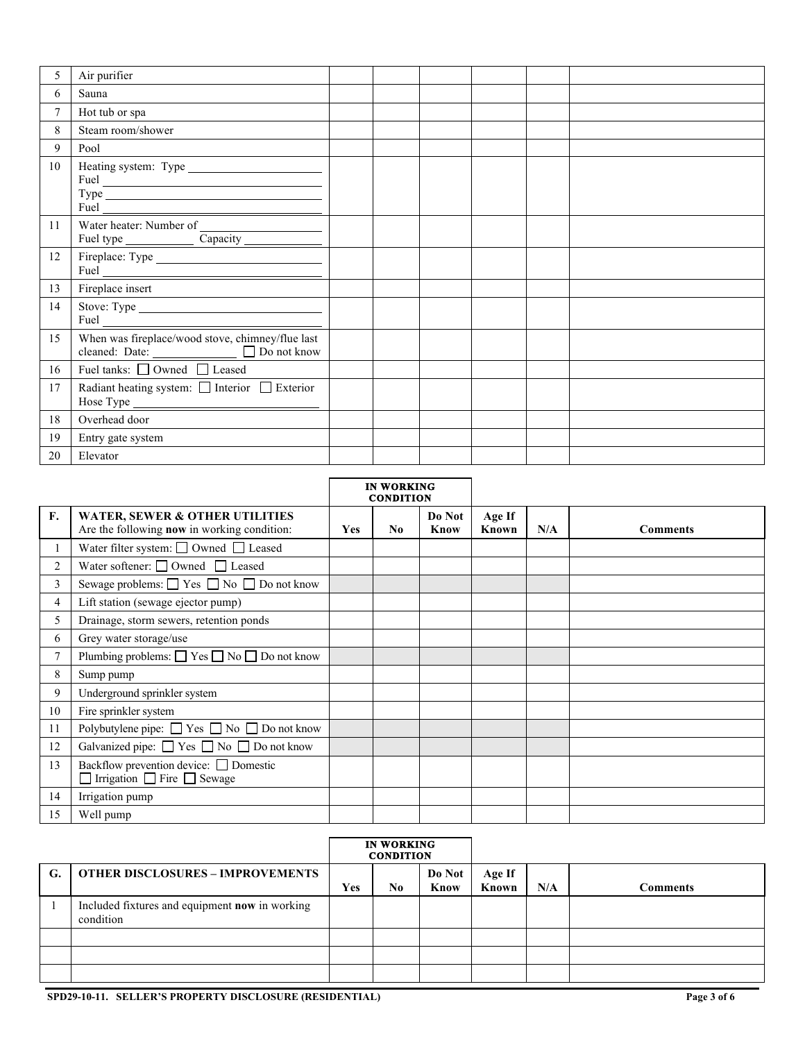| | | | | | | | |
|---|---|---|---|---|---|---|---|
| 5 | Air purifier | | | | | | |
| 6 | Sauna | | | | | | |
| 7 | Hot tub or spa | | | | | | |
| 8 | Steam room/shower | | | | | | |
| 9 | Pool | | | | | | |
| 10 | Heating system: Type ______ Fuel ______ Type ______ Fuel ______ | | | | | | |
| 11 | Water heater: Number of ______ Fuel type ______ Capacity ______ | | | | | | |
| 12 | Fireplace: Type ______ Fuel ______ | | | | | | |
| 13 | Fireplace insert | | | | | | |
| 14 | Stove: Type ______ Fuel ______ | | | | | | |
| 15 | When was fireplace/wood stove, chimney/flue last cleaned: Date: ______ ☐ Do not know | | | | | | |
| 16 | Fuel tanks: ☐ Owned ☐ Leased | | | | | | |
| 17 | Radiant heating system: ☐ Interior ☐ Exterior Hose Type ______ | | | | | | |
| 18 | Overhead door | | | | | | |
| 19 | Entry gate system | | | | | | |
| 20 | Elevator | | | | | | |

| | | IN WORKING CONDITION | | | | | |
|---|---|---|---|---|---|---|---|
| **F.** | **WATER, SEWER & OTHER UTILITIES** Are the following **now** in working condition: | **Yes** | **No** | **Do Not Know** | **Age If Known** | **N/A** | **Comments** |
| 1 | Water filter system: ☐ Owned ☐ Leased | | | | | | |
| 2 | Water softener: ☐ Owned ☐ Leased | | | | | | |
| 3 | Sewage problems: ☐ Yes ☐ No ☐ Do not know | | | | | | |
| 4 | Lift station (sewage ejector pump) | | | | | | |
| 5 | Drainage, storm sewers, retention ponds | | | | | | |
| 6 | Grey water storage/use | | | | | | |
| 7 | Plumbing problems: ☐ Yes ☐ No ☐ Do not know | | | | | | |
| 8 | Sump pump | | | | | | |
| 9 | Underground sprinkler system | | | | | | |
| 10 | Fire sprinkler system | | | | | | |
| 11 | Polybutylene pipe: ☐ Yes ☐ No ☐ Do not know | | | | | | |
| 12 | Galvanized pipe: ☐ Yes ☐ No ☐ Do not know | | | | | | |
| 13 | Backflow prevention device: ☐ Domestic ☐ Irrigation ☐ Fire ☐ Sewage | | | | | | |
| 14 | Irrigation pump | | | | | | |
| 15 | Well pump | | | | | | |

| | | IN WORKING CONDITION | | | | | |
|---|---|---|---|---|---|---|---|
| **G.** | **OTHER DISCLOSURES – IMPROVEMENTS** | **Yes** | **No** | **Do Not Know** | **Age If Known** | **N/A** | **Comments** |
| 1 | Included fixtures and equipment **now** in working condition | | | | | | |
| | | | | | | | |
| | | | | | | | |
| | | | | | | | |

**SPD29-10-11. SELLER'S PROPERTY DISCLOSURE (RESIDENTIAL)**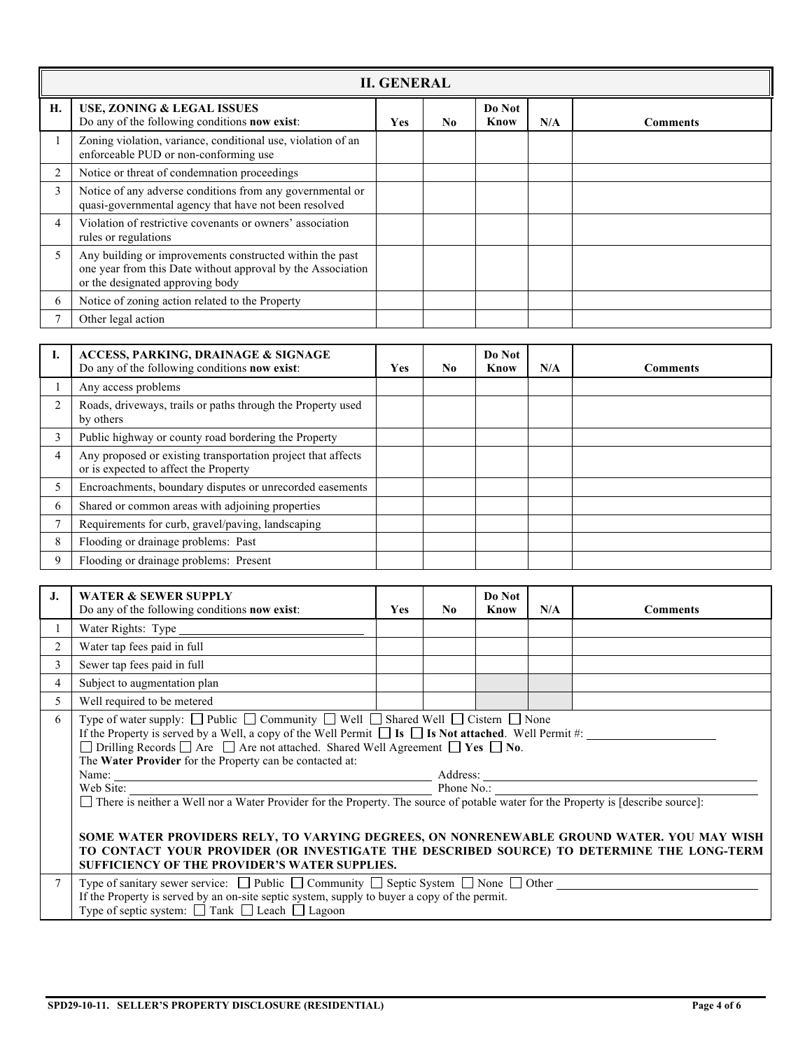## II. GENERAL

| H. | USE, ZONING & LEGAL ISSUES<br>Do any of the following conditions **now exist**: | Yes | No | Do Not Know | N/A | Comments |
|---|---|---|---|---|---|---|
| 1 | Zoning violation, variance, conditional use, violation of an enforceable PUD or non-conforming use | | | | | |
| 2 | Notice or threat of condemnation proceedings | | | | | |
| 3 | Notice of any adverse conditions from any governmental or quasi-governmental agency that have not been resolved | | | | | |
| 4 | Violation of restrictive covenants or owners' association rules or regulations | | | | | |
| 5 | Any building or improvements constructed within the past one year from this Date without approval by the Association or the designated approving body | | | | | |
| 6 | Notice of zoning action related to the Property | | | | | |
| 7 | Other legal action | | | | | |

| I. | ACCESS, PARKING, DRAINAGE & SIGNAGE<br>Do any of the following conditions **now exist**: | Yes | No | Do Not Know | N/A | Comments |
|---|---|---|---|---|---|---|
| 1 | Any access problems | | | | | |
| 2 | Roads, driveways, trails or paths through the Property used by others | | | | | |
| 3 | Public highway or county road bordering the Property | | | | | |
| 4 | Any proposed or existing transportation project that affects or is expected to affect the Property | | | | | |
| 5 | Encroachments, boundary disputes or unrecorded easements | | | | | |
| 6 | Shared or common areas with adjoining properties | | | | | |
| 7 | Requirements for curb, gravel/paving, landscaping | | | | | |
| 8 | Flooding or drainage problems: Past | | | | | |
| 9 | Flooding or drainage problems: Present | | | | | |

| J. | WATER & SEWER SUPPLY<br>Do any of the following conditions **now exist**: | Yes | No | Do Not Know | N/A | Comments |
|---|---|---|---|---|---|---|
| 1 | Water Rights: Type ______________ | | | | | |
| 2 | Water tap fees paid in full | | | | | |
| 3 | Sewer tap fees paid in full | | | | | |
| 4 | Subject to augmentation plan | | | | | |
| 5 | Well required to be metered | | | | | |
| 6 | Type of water supply: ☐ Public ☐ Community ☐ Well ☐ Shared Well ☐ Cistern ☐ None<br>If the Property is served by a Well, a copy of the Well Permit ☐ **Is** ☐ **Is Not attached**. Well Permit #: ______________<br>☐ Drilling Records ☐ Are ☐ Are not attached. Shared Well Agreement ☐ **Yes** ☐ **No**.<br>The **Water Provider** for the Property can be contacted at:<br>Name: ______________ Address: ______________<br>Web Site: ______________ Phone No.: ______________<br>☐ There is neither a Well nor a Water Provider for the Property. The source of potable water for the Property is [describe source]:<br><br>**SOME WATER PROVIDERS RELY, TO VARYING DEGREES, ON NONRENEWABLE GROUND WATER. YOU MAY WISH TO CONTACT YOUR PROVIDER (OR INVESTIGATE THE DESCRIBED SOURCE) TO DETERMINE THE LONG-TERM SUFFICIENCY OF THE PROVIDER'S WATER SUPPLIES.** | | | | | |
| 7 | Type of sanitary sewer service: ☐ Public ☐ Community ☐ Septic System ☐ None ☐ Other ______________<br>If the Property is served by an on-site septic system, supply to buyer a copy of the permit.<br>Type of septic system: ☐ Tank ☐ Leach ☐ Lagoon | | | | | |

SPD29-10-11. SELLER'S PROPERTY DISCLOSURE (RESIDENTIAL)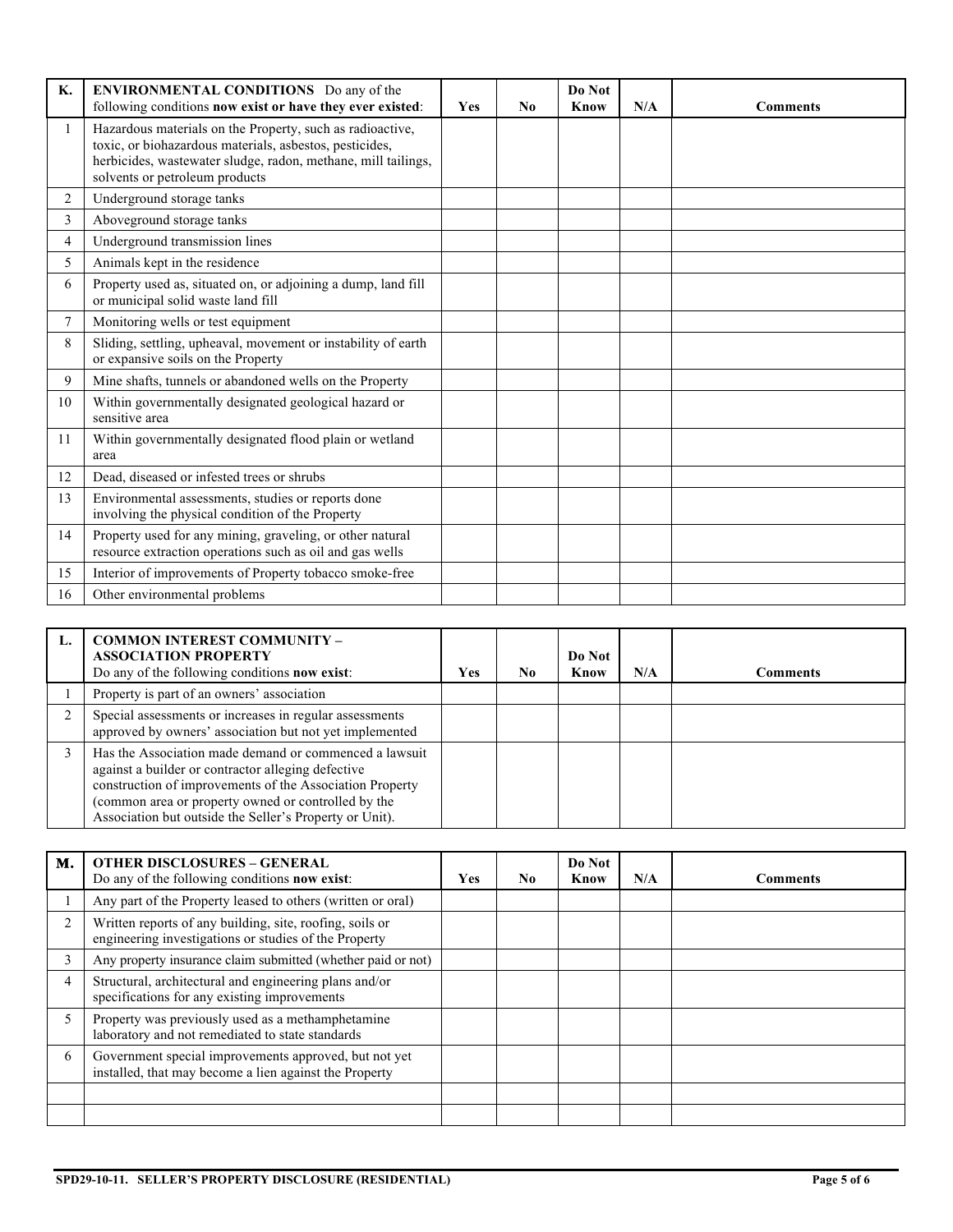| K. | ENVIRONMENTAL CONDITIONS Do any of the following conditions **now exist or have they ever existed**: | Yes | No | Do Not Know | N/A | Comments |
|---|---|---|---|---|---|---|
| 1 | Hazardous materials on the Property, such as radioactive, toxic, or biohazardous materials, asbestos, pesticides, herbicides, wastewater sludge, radon, methane, mill tailings, solvents or petroleum products | | | | | |
| 2 | Underground storage tanks | | | | | |
| 3 | Aboveground storage tanks | | | | | |
| 4 | Underground transmission lines | | | | | |
| 5 | Animals kept in the residence | | | | | |
| 6 | Property used as, situated on, or adjoining a dump, land fill or municipal solid waste land fill | | | | | |
| 7 | Monitoring wells or test equipment | | | | | |
| 8 | Sliding, settling, upheaval, movement or instability of earth or expansive soils on the Property | | | | | |
| 9 | Mine shafts, tunnels or abandoned wells on the Property | | | | | |
| 10 | Within governmentally designated geological hazard or sensitive area | | | | | |
| 11 | Within governmentally designated flood plain or wetland area | | | | | |
| 12 | Dead, diseased or infested trees or shrubs | | | | | |
| 13 | Environmental assessments, studies or reports done involving the physical condition of the Property | | | | | |
| 14 | Property used for any mining, graveling, or other natural resource extraction operations such as oil and gas wells | | | | | |
| 15 | Interior of improvements of Property tobacco smoke-free | | | | | |
| 16 | Other environmental problems | | | | | |

| L. | COMMON INTEREST COMMUNITY – ASSOCIATION PROPERTY Do any of the following conditions **now exist**: | Yes | No | Do Not Know | N/A | Comments |
|---|---|---|---|---|---|---|
| 1 | Property is part of an owners' association | | | | | |
| 2 | Special assessments or increases in regular assessments approved by owners' association but not yet implemented | | | | | |
| 3 | Has the Association made demand or commenced a lawsuit against a builder or contractor alleging defective construction of improvements of the Association Property (common area or property owned or controlled by the Association but outside the Seller's Property or Unit). | | | | | |

| M. | OTHER DISCLOSURES – GENERAL Do any of the following conditions **now exist**: | Yes | No | Do Not Know | N/A | Comments |
|---|---|---|---|---|---|---|
| 1 | Any part of the Property leased to others (written or oral) | | | | | |
| 2 | Written reports of any building, site, roofing, soils or engineering investigations or studies of the Property | | | | | |
| 3 | Any property insurance claim submitted (whether paid or not) | | | | | |
| 4 | Structural, architectural and engineering plans and/or specifications for any existing improvements | | | | | |
| 5 | Property was previously used as a methamphetamine laboratory and not remediated to state standards | | | | | |
| 6 | Government special improvements approved, but not yet installed, that may become a lien against the Property | | | | | |
| | | | | | | |
| | | | | | | |

SPD29-10-11. SELLER'S PROPERTY DISCLOSURE (RESIDENTIAL)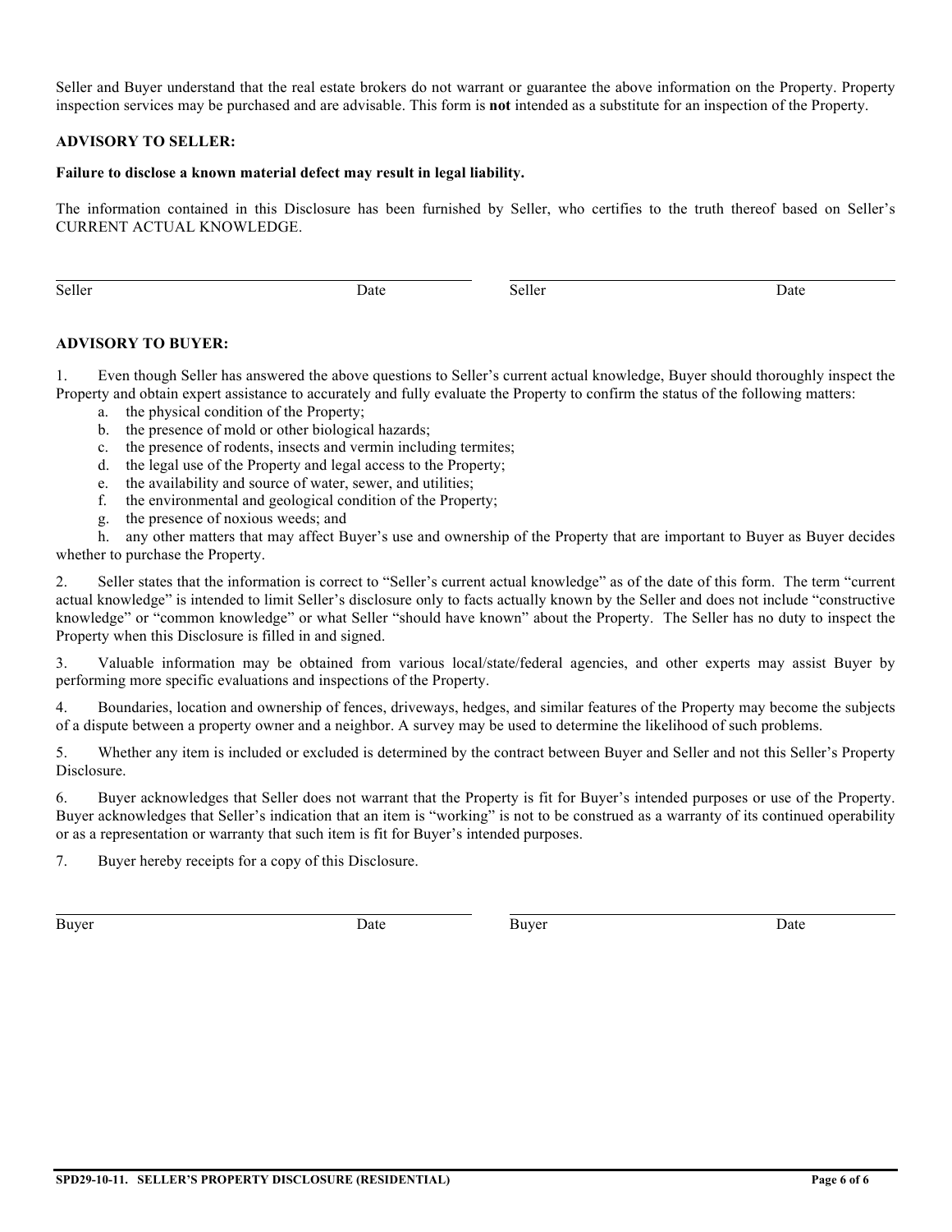Seller and Buyer understand that the real estate brokers do not warrant or guarantee the above information on the Property. Property inspection services may be purchased and are advisable. This form is **not** intended as a substitute for an inspection of the Property.

**ADVISORY TO SELLER:**

**Failure to disclose a known material defect may result in legal liability.**

The information contained in this Disclosure has been furnished by Seller, who certifies to the truth thereof based on Seller's CURRENT ACTUAL KNOWLEDGE.

| | | | |
|---|---|---|---|
| Seller | Date | Seller | Date |

**ADVISORY TO BUYER:**

1. Even though Seller has answered the above questions to Seller's current actual knowledge, Buyer should thoroughly inspect the Property and obtain expert assistance to accurately and fully evaluate the Property to confirm the status of the following matters:
   a. the physical condition of the Property;
   b. the presence of mold or other biological hazards;
   c. the presence of rodents, insects and vermin including termites;
   d. the legal use of the Property and legal access to the Property;
   e. the availability and source of water, sewer, and utilities;
   f. the environmental and geological condition of the Property;
   g. the presence of noxious weeds; and
   h. any other matters that may affect Buyer's use and ownership of the Property that are important to Buyer as Buyer decides whether to purchase the Property.

2. Seller states that the information is correct to "Seller's current actual knowledge" as of the date of this form. The term "current actual knowledge" is intended to limit Seller's disclosure only to facts actually known by the Seller and does not include "constructive knowledge" or "common knowledge" or what Seller "should have known" about the Property. The Seller has no duty to inspect the Property when this Disclosure is filled in and signed.

3. Valuable information may be obtained from various local/state/federal agencies, and other experts may assist Buyer by performing more specific evaluations and inspections of the Property.

4. Boundaries, location and ownership of fences, driveways, hedges, and similar features of the Property may become the subjects of a dispute between a property owner and a neighbor. A survey may be used to determine the likelihood of such problems.

5. Whether any item is included or excluded is determined by the contract between Buyer and Seller and not this Seller's Property Disclosure.

6. Buyer acknowledges that Seller does not warrant that the Property is fit for Buyer's intended purposes or use of the Property. Buyer acknowledges that Seller's indication that an item is "working" is not to be construed as a warranty of its continued operability or as a representation or warranty that such item is fit for Buyer's intended purposes.

7. Buyer hereby receipts for a copy of this Disclosure.

| | | | |
|---|---|---|---|
| Buyer | Date | Buyer | Date |

**SPD29-10-11. SELLER'S PROPERTY DISCLOSURE (RESIDENTIAL)**